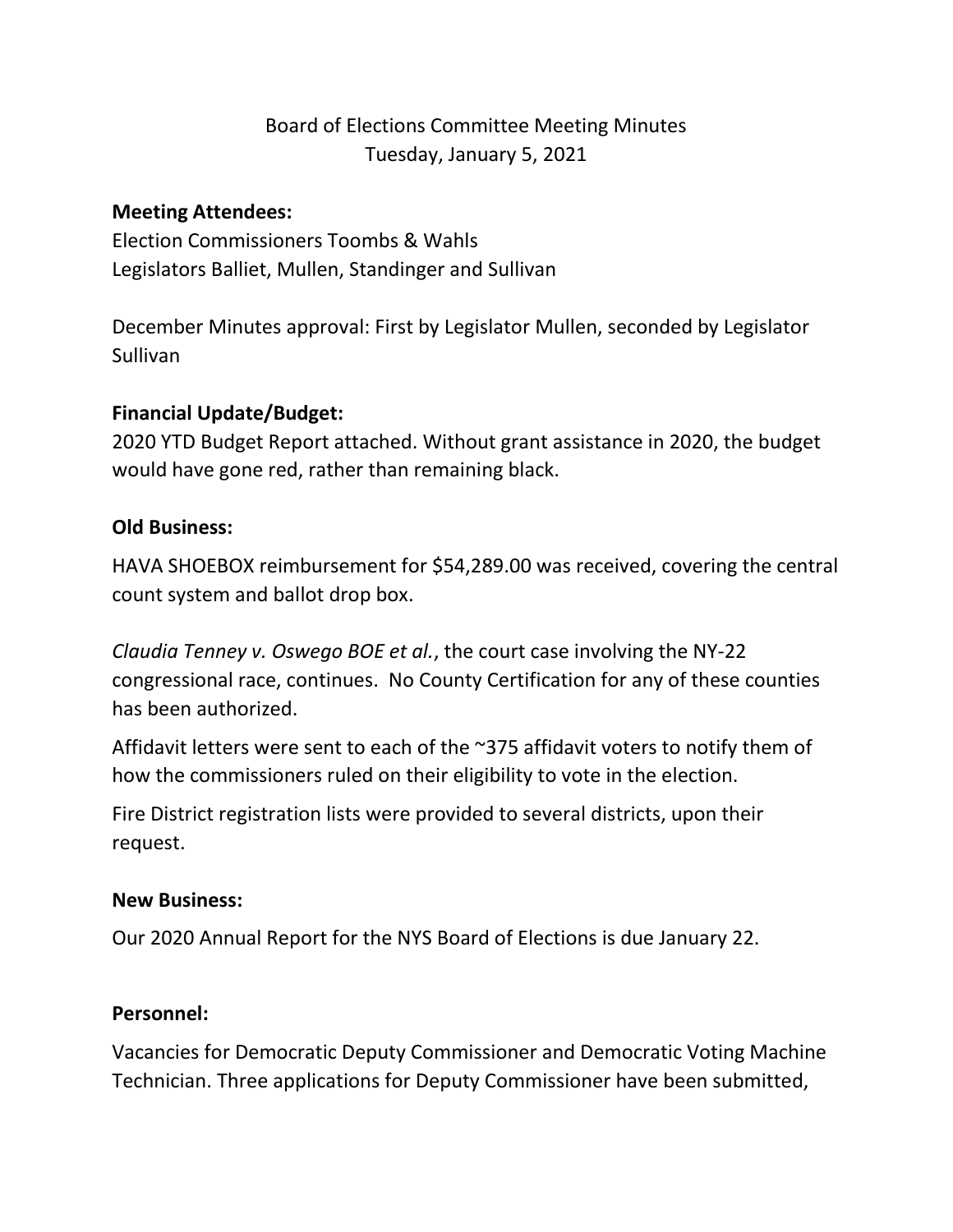# Board of Elections Committee Meeting Minutes
Tuesday, January 5, 2021

**Meeting Attendees:**
Election Commissioners Toombs & Wahls
Legislators Balliet, Mullen, Standinger and Sullivan

December Minutes approval: First by Legislator Mullen, seconded by Legislator Sullivan

**Financial Update/Budget:**
2020 YTD Budget Report attached. Without grant assistance in 2020, the budget would have gone red, rather than remaining black.

**Old Business:**

HAVA SHOEBOX reimbursement for $54,289.00 was received, covering the central count system and ballot drop box.

*Claudia Tenney v. Oswego BOE et al.*, the court case involving the NY-22 congressional race, continues. No County Certification for any of these counties has been authorized.

Affidavit letters were sent to each of the ~375 affidavit voters to notify them of how the commissioners ruled on their eligibility to vote in the election.

Fire District registration lists were provided to several districts, upon their request.

**New Business:**

Our 2020 Annual Report for the NYS Board of Elections is due January 22.

**Personnel:**

Vacancies for Democratic Deputy Commissioner and Democratic Voting Machine Technician. Three applications for Deputy Commissioner have been submitted,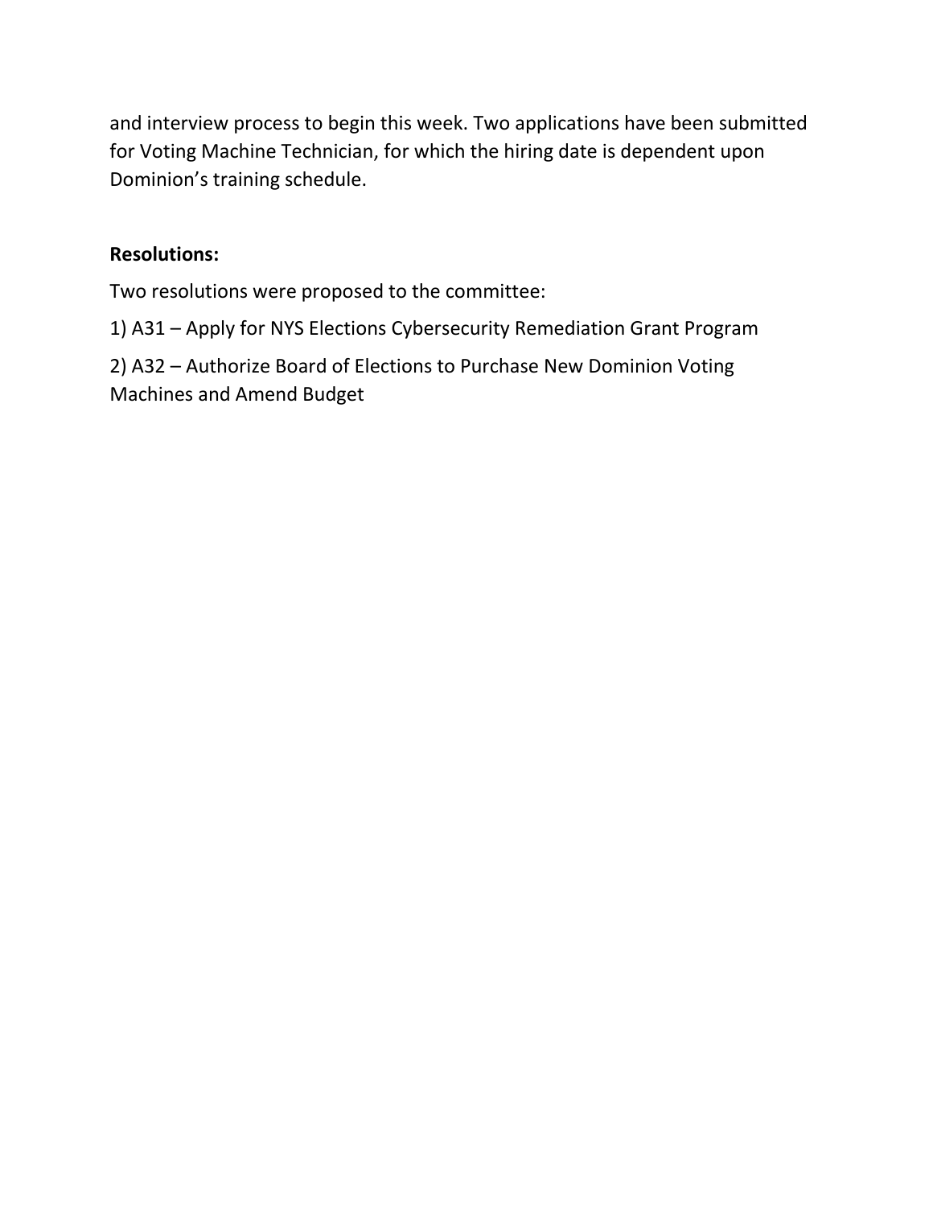and interview process to begin this week. Two applications have been submitted for Voting Machine Technician, for which the hiring date is dependent upon Dominion's training schedule.

**Resolutions:**

Two resolutions were proposed to the committee:

1) A31 – Apply for NYS Elections Cybersecurity Remediation Grant Program

2) A32 – Authorize Board of Elections to Purchase New Dominion Voting Machines and Amend Budget